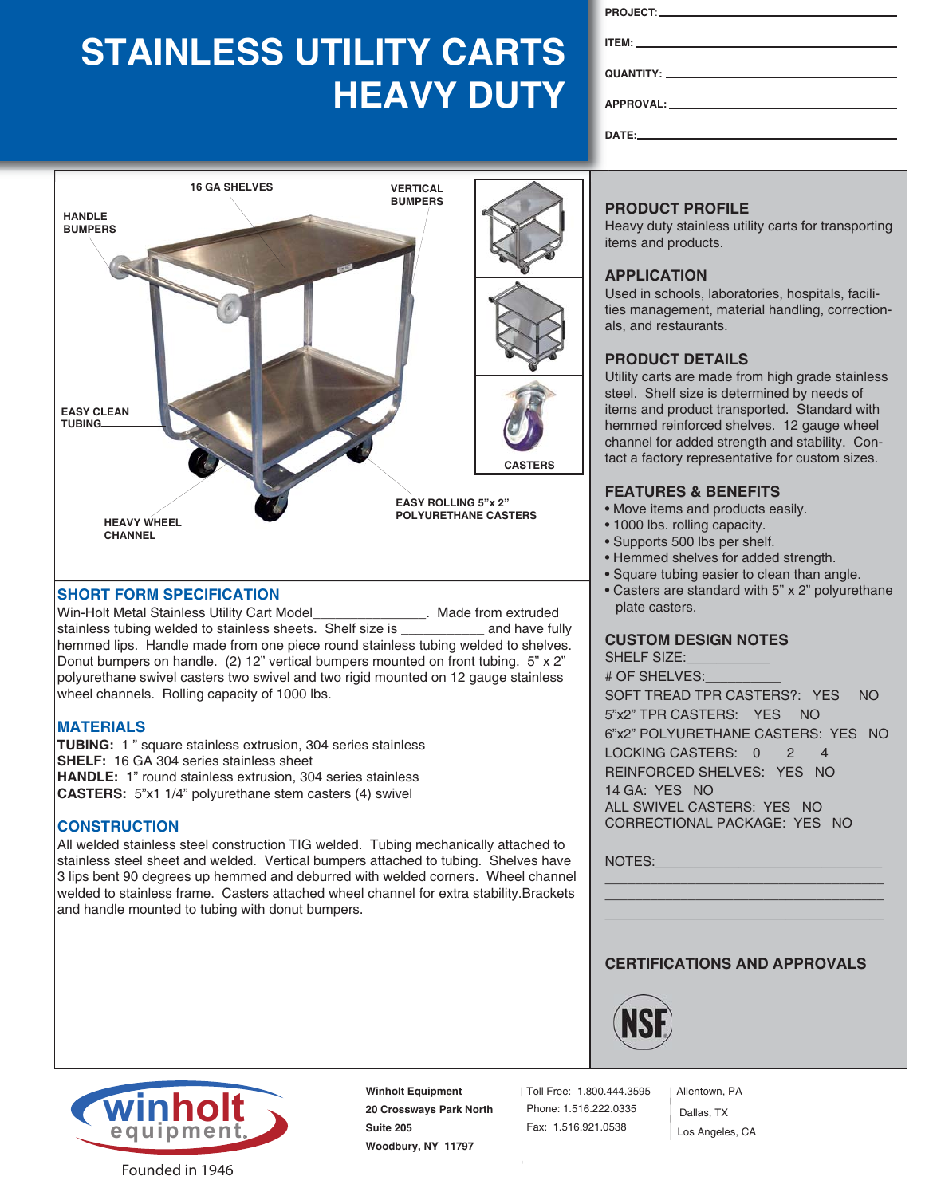# STAINLESS UTILITY CARTS HEAVY DUTY

PROJECT:\_\_\_\_\_\_\_\_\_\_\_\_\_\_\_\_\_\_\_\_\_\_\_\_\_\_\_\_

ITEM:\_\_\_\_\_\_\_\_\_\_\_\_\_\_\_\_\_\_\_\_\_\_\_\_\_\_\_\_

QUANTITY:\_\_\_\_\_\_\_\_\_\_\_\_\_\_\_\_\_\_\_\_\_\_\_\_

APPROVAL:\_\_\_\_\_\_\_\_\_\_\_\_\_\_\_\_\_\_\_\_\_\_\_\_

DATE:\_\_\_\_\_\_\_\_\_\_\_\_\_\_\_\_\_\_\_\_\_\_\_\_\_\_\_\_

16 GA SHELVES
VERTICAL BUMPERS
HANDLE BUMPERS
EASY CLEAN TUBING
HEAVY WHEEL CHANNEL
EASY ROLLING 5"x 2" POLYURETHANE CASTERS
CASTERS

## SHORT FORM SPECIFICATION

Win-Holt Metal Stainless Utility Cart Model_______________. Made from extruded stainless tubing welded to stainless sheets. Shelf size is ___________ and have fully hemmed lips. Handle made from one piece round stainless tubing welded to shelves. Donut bumpers on handle. (2) 12" vertical bumpers mounted on front tubing. 5" x 2" polyurethane swivel casters two swivel and two rigid mounted on 12 gauge stainless wheel channels. Rolling capacity of 1000 lbs.

## MATERIALS

**TUBING:** 1 " square stainless extrusion, 304 series stainless
**SHELF:** 16 GA 304 series stainless sheet
**HANDLE:** 1" round stainless extrusion, 304 series stainless
**CASTERS:** 5"x1 1/4" polyurethane stem casters (4) swivel

## CONSTRUCTION

All welded stainless steel construction TIG welded. Tubing mechanically attached to stainless steel sheet and welded. Vertical bumpers attached to tubing. Shelves have 3 lips bent 90 degrees up hemmed and deburred with welded corners. Wheel channel welded to stainless frame. Casters attached wheel channel for extra stability.Brackets and handle mounted to tubing with donut bumpers.

## PRODUCT PROFILE

Heavy duty stainless utility carts for transporting items and products.

## APPLICATION

Used in schools, laboratories, hospitals, facilities management, material handling, correctionals, and restaurants.

## PRODUCT DETAILS

Utility carts are made from high grade stainless steel. Shelf size is determined by needs of items and product transported. Standard with hemmed reinforced shelves. 12 gauge wheel channel for added strength and stability. Contact a factory representative for custom sizes.

## FEATURES & BENEFITS

- Move items and products easily.
- 1000 lbs. rolling capacity.
- Supports 500 lbs per shelf.
- Hemmed shelves for added strength.
- Square tubing easier to clean than angle.
- Casters are standard with 5" x 2" polyurethane plate casters.

## CUSTOM DESIGN NOTES

SHELF SIZE:___________
# OF SHELVES:__________
SOFT TREAD TPR CASTERS?: YES NO
5"x2" TPR CASTERS: YES NO
6"x2" POLYURETHANE CASTERS: YES NO
LOCKING CASTERS: 0 2 4
REINFORCED SHELVES: YES NO
14 GA: YES NO
ALL SWIVEL CASTERS: YES NO
CORRECTIONAL PACKAGE: YES NO

NOTES:_____________________________
___________________________________
___________________________________
___________________________________

## CERTIFICATIONS AND APPROVALS

NSF

winholt equipment
Founded in 1946

**Winholt Equipment**
**20 Crossways Park North**
**Suite 205**
**Woodbury, NY 11797**

Toll Free: 1.800.444.3595
Phone: 1.516.222.0335
Fax: 1.516.921.0538

Allentown, PA
Dallas, TX
Los Angeles, CA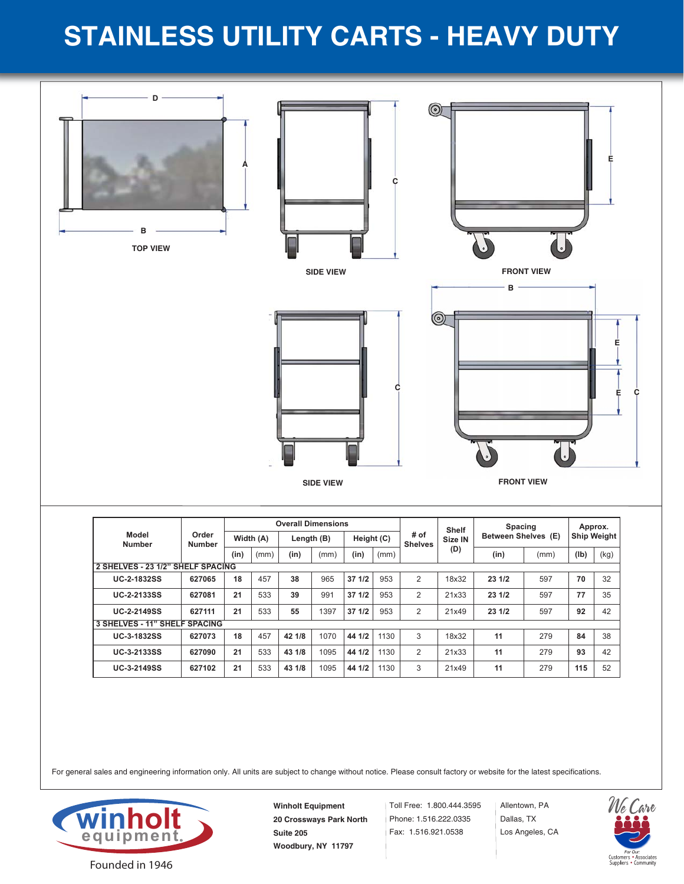# STAINLESS UTILITY CARTS - HEAVY DUTY

D

A

B

TOP VIEW

C

SIDE VIEW

E

FRONT VIEW

C

SIDE VIEW

B

E

E

C

FRONT VIEW

| Model Number | Order Number | Overall Dimensions | | | | | | # of Shelves | Shelf Size IN (D) | Spacing Between Shelves (E) | | Approx. Ship Weight | |
|---|---|---|---|---|---|---|---|---|---|---|---|---|---|
| | | Width (A) | | Length (B) | | Height (C) | | | | | | | |
| | | (in) | (mm) | (in) | (mm) | (in) | (mm) | | | (in) | (mm) | (lb) | (kg) |
| 2 SHELVES - 23 1/2" SHELF SPACING | | | | | | | | | | | | | |
| **UC-2-1832SS** | **627065** | **18** | 457 | **38** | 965 | **37 1/2** | 953 | 2 | 18x32 | **23 1/2** | 597 | **70** | 32 |
| **UC-2-2133SS** | **627081** | **21** | 533 | **39** | 991 | **37 1/2** | 953 | 2 | 21x33 | **23 1/2** | 597 | **77** | 35 |
| **UC-2-2149SS** | **627111** | **21** | 533 | **55** | 1397 | **37 1/2** | 953 | 2 | 21x49 | **23 1/2** | 597 | **92** | 42 |
| 3 SHELVES - 11" SHELF SPACING | | | | | | | | | | | | | |
| **UC-3-1832SS** | **627073** | **18** | 457 | **42 1/8** | 1070 | **44 1/2** | 1130 | 3 | 18x32 | **11** | 279 | **84** | 38 |
| **UC-3-2133SS** | **627090** | **21** | 533 | **43 1/8** | 1095 | **44 1/2** | 1130 | 2 | 21x33 | **11** | 279 | **93** | 42 |
| **UC-3-2149SS** | **627102** | **21** | 533 | **43 1/8** | 1095 | **44 1/2** | 1130 | 3 | 21x49 | **11** | 279 | **115** | 52 |

For general sales and engineering information only. All units are subject to change without notice. Please consult factory or website for the latest specifications.

winholt equipment

Founded in 1946

**Winholt Equipment**
**20 Crossways Park North**
**Suite 205**
**Woodbury, NY 11797**

Toll Free: 1.800.444.3595
Phone: 1.516.222.0335
Fax: 1.516.921.0538

Allentown, PA
Dallas, TX
Los Angeles, CA

We Care

For Our: Customers • Associates Suppliers • Community